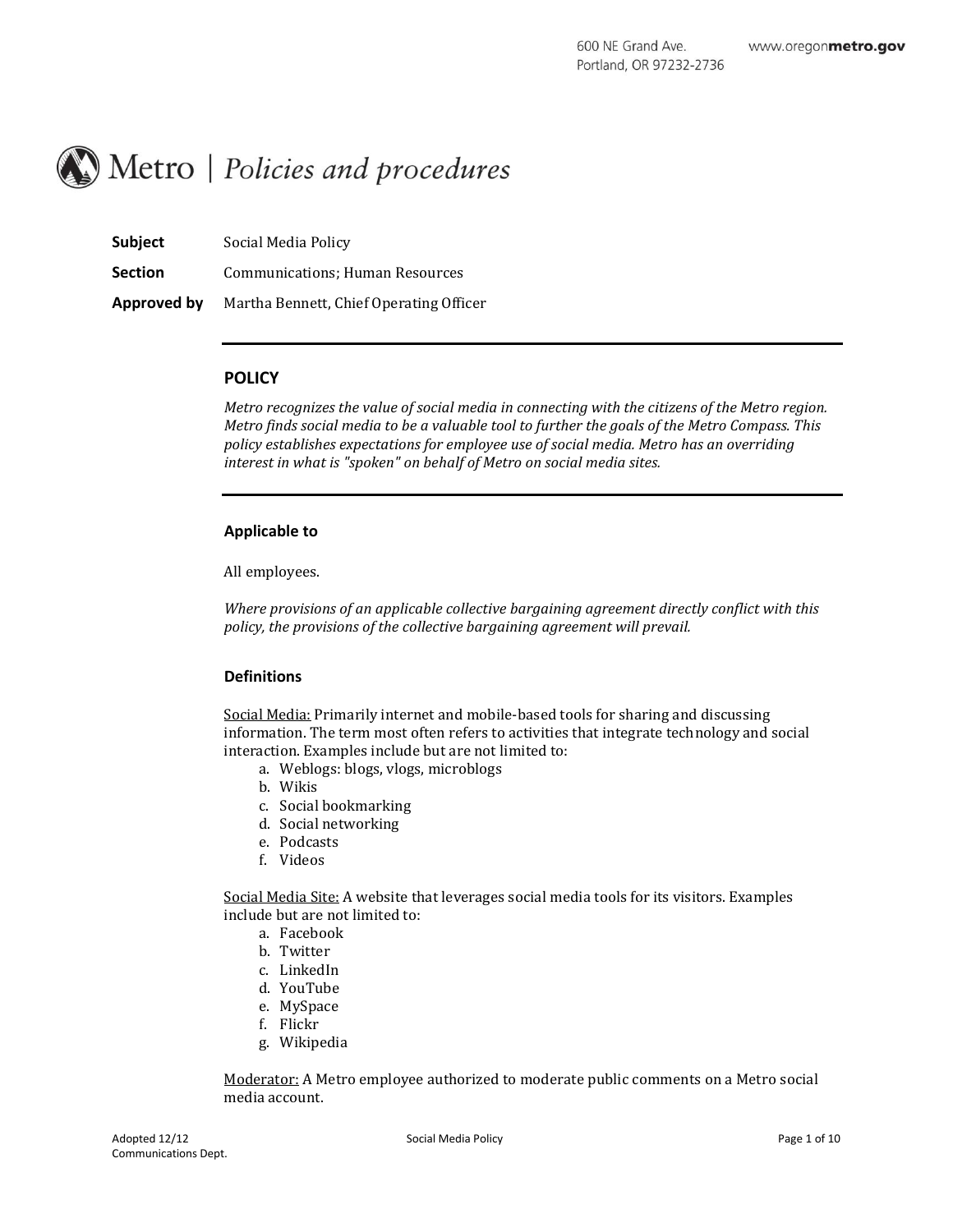600 NE Grand Ave.
Portland, OR 97232-2736

www.oregonmetro.gov

# Metro | *Policies and procedures*

**Subject** Social Media Policy

**Section** Communications; Human Resources

**Approved by** Martha Bennett, Chief Operating Officer

---

## POLICY

*Metro recognizes the value of social media in connecting with the citizens of the Metro region. Metro finds social media to be a valuable tool to further the goals of the Metro Compass. This policy establishes expectations for employee use of social media. Metro has an overriding interest in what is "spoken" on behalf of Metro on social media sites.*

---

### Applicable to

All employees.

*Where provisions of an applicable collective bargaining agreement directly conflict with this policy, the provisions of the collective bargaining agreement will prevail.*

### Definitions

Social Media: Primarily internet and mobile-based tools for sharing and discussing information. The term most often refers to activities that integrate technology and social interaction. Examples include but are not limited to:

a. Weblogs: blogs, vlogs, microblogs
b. Wikis
c. Social bookmarking
d. Social networking
e. Podcasts
f. Videos

Social Media Site: A website that leverages social media tools for its visitors. Examples include but are not limited to:

a. Facebook
b. Twitter
c. LinkedIn
d. YouTube
e. MySpace
f. Flickr
g. Wikipedia

Moderator: A Metro employee authorized to moderate public comments on a Metro social media account.

Adopted 12/12
Communications Dept.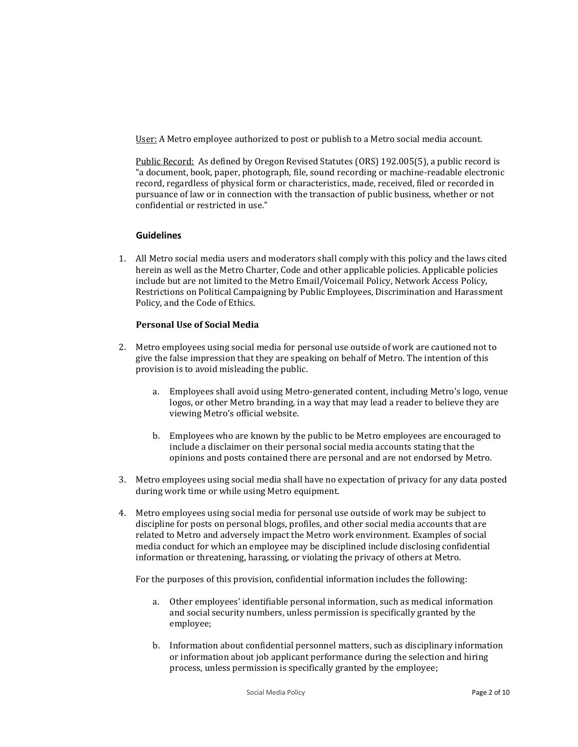<u>User:</u> A Metro employee authorized to post or publish to a Metro social media account.

<u>Public Record:</u> As defined by Oregon Revised Statutes (ORS) 192.005(5), a public record is "a document, book, paper, photograph, file, sound recording or machine-readable electronic record, regardless of physical form or characteristics, made, received, filed or recorded in pursuance of law or in connection with the transaction of public business, whether or not confidential or restricted in use."

## Guidelines

1. All Metro social media users and moderators shall comply with this policy and the laws cited herein as well as the Metro Charter, Code and other applicable policies. Applicable policies include but are not limited to the Metro Email/Voicemail Policy, Network Access Policy, Restrictions on Political Campaigning by Public Employees, Discrimination and Harassment Policy, and the Code of Ethics.

### Personal Use of Social Media

2. Metro employees using social media for personal use outside of work are cautioned not to give the false impression that they are speaking on behalf of Metro. The intention of this provision is to avoid misleading the public.

    a. Employees shall avoid using Metro-generated content, including Metro's logo, venue logos, or other Metro branding, in a way that may lead a reader to believe they are viewing Metro's official website.

    b. Employees who are known by the public to be Metro employees are encouraged to include a disclaimer on their personal social media accounts stating that the opinions and posts contained there are personal and are not endorsed by Metro.

3. Metro employees using social media shall have no expectation of privacy for any data posted during work time or while using Metro equipment.

4. Metro employees using social media for personal use outside of work may be subject to discipline for posts on personal blogs, profiles, and other social media accounts that are related to Metro and adversely impact the Metro work environment. Examples of social media conduct for which an employee may be disciplined include disclosing confidential information or threatening, harassing, or violating the privacy of others at Metro.

    For the purposes of this provision, confidential information includes the following:

    a. Other employees' identifiable personal information, such as medical information and social security numbers, unless permission is specifically granted by the employee;

    b. Information about confidential personnel matters, such as disciplinary information or information about job applicant performance during the selection and hiring process, unless permission is specifically granted by the employee;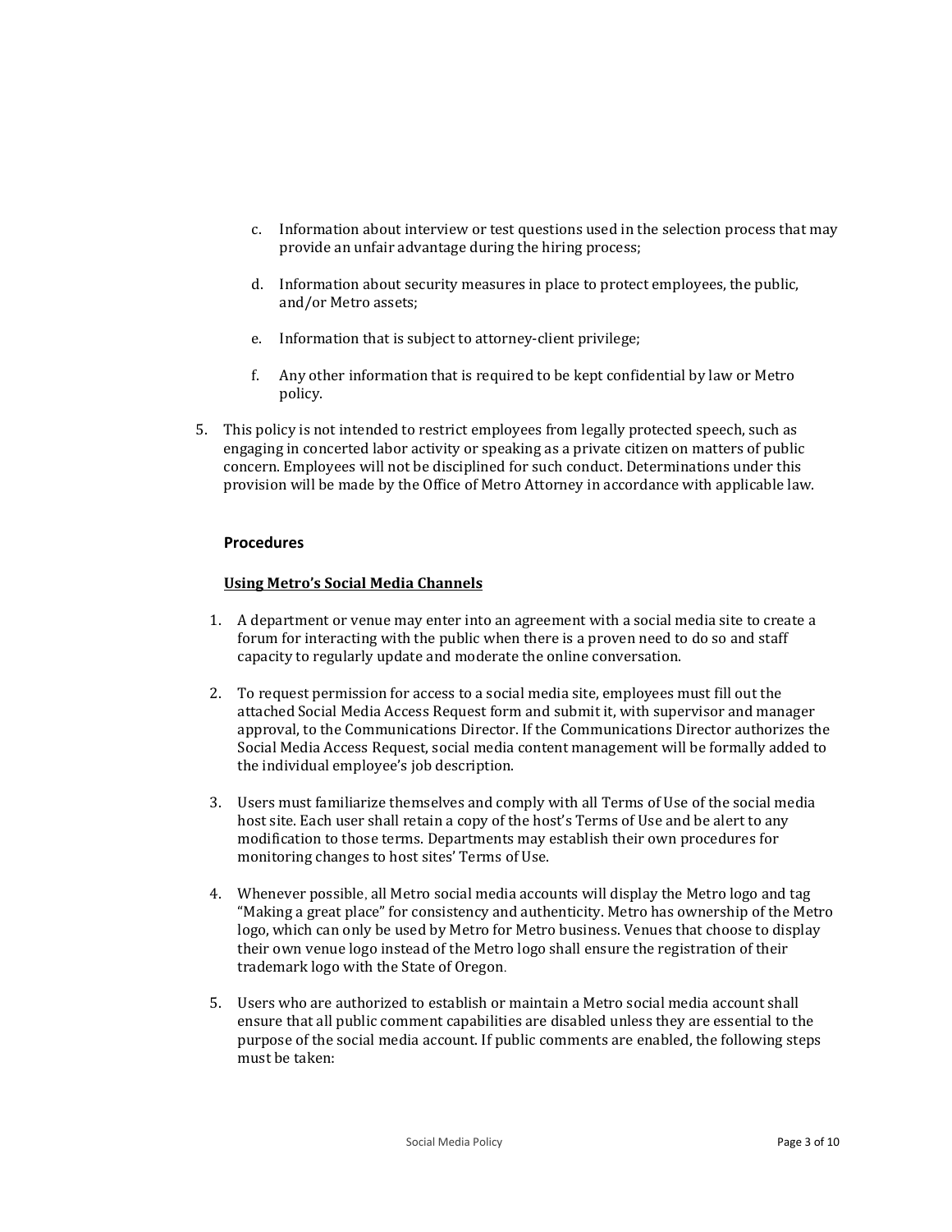c. Information about interview or test questions used in the selection process that may provide an unfair advantage during the hiring process;

d. Information about security measures in place to protect employees, the public, and/or Metro assets;

e. Information that is subject to attorney-client privilege;

f. Any other information that is required to be kept confidential by law or Metro policy.

5. This policy is not intended to restrict employees from legally protected speech, such as engaging in concerted labor activity or speaking as a private citizen on matters of public concern. Employees will not be disciplined for such conduct. Determinations under this provision will be made by the Office of Metro Attorney in accordance with applicable law.

## Procedures

### Using Metro's Social Media Channels

1. A department or venue may enter into an agreement with a social media site to create a forum for interacting with the public when there is a proven need to do so and staff capacity to regularly update and moderate the online conversation.

2. To request permission for access to a social media site, employees must fill out the attached Social Media Access Request form and submit it, with supervisor and manager approval, to the Communications Director. If the Communications Director authorizes the Social Media Access Request, social media content management will be formally added to the individual employee's job description.

3. Users must familiarize themselves and comply with all Terms of Use of the social media host site. Each user shall retain a copy of the host's Terms of Use and be alert to any modification to those terms. Departments may establish their own procedures for monitoring changes to host sites' Terms of Use.

4. Whenever possible, all Metro social media accounts will display the Metro logo and tag "Making a great place" for consistency and authenticity. Metro has ownership of the Metro logo, which can only be used by Metro for Metro business. Venues that choose to display their own venue logo instead of the Metro logo shall ensure the registration of their trademark logo with the State of Oregon.

5. Users who are authorized to establish or maintain a Metro social media account shall ensure that all public comment capabilities are disabled unless they are essential to the purpose of the social media account. If public comments are enabled, the following steps must be taken: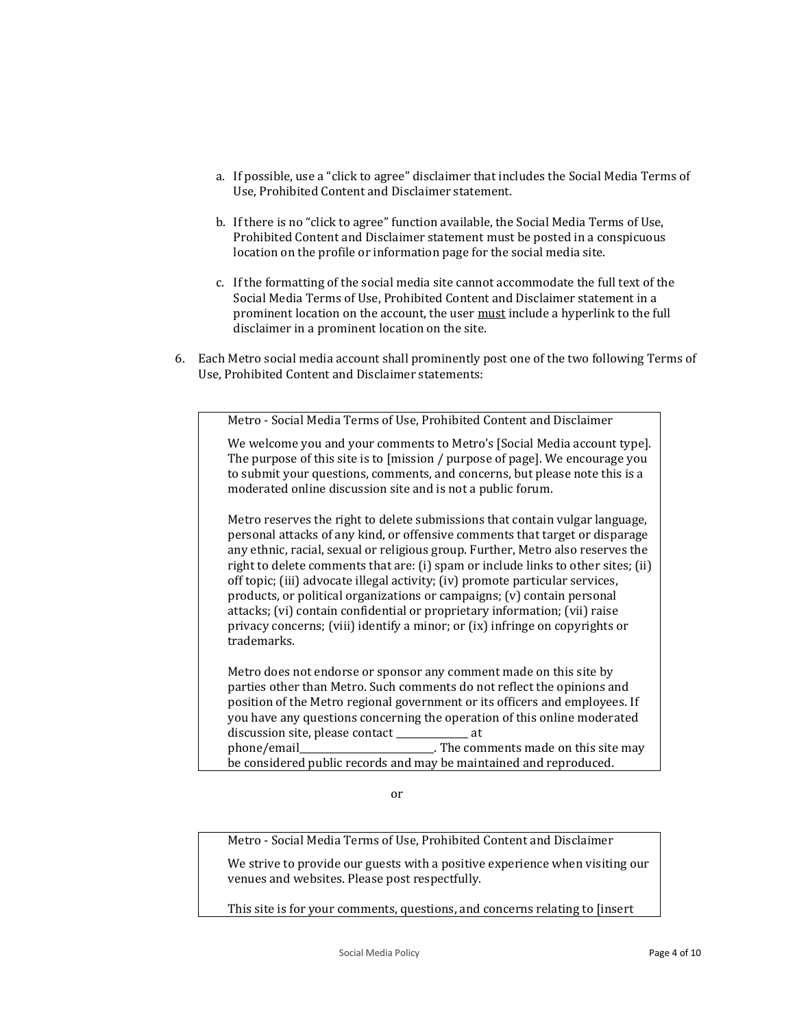a. If possible, use a "click to agree" disclaimer that includes the Social Media Terms of Use, Prohibited Content and Disclaimer statement.

b. If there is no "click to agree" function available, the Social Media Terms of Use, Prohibited Content and Disclaimer statement must be posted in a conspicuous location on the profile or information page for the social media site.

c. If the formatting of the social media site cannot accommodate the full text of the Social Media Terms of Use, Prohibited Content and Disclaimer statement in a prominent location on the account, the user <u>must</u> include a hyperlink to the full disclaimer in a prominent location on the site.

6. Each Metro social media account shall prominently post one of the two following Terms of Use, Prohibited Content and Disclaimer statements:

> Metro - Social Media Terms of Use, Prohibited Content and Disclaimer
>
> We welcome you and your comments to Metro's [Social Media account type]. The purpose of this site is to [mission / purpose of page]. We encourage you to submit your questions, comments, and concerns, but please note this is a moderated online discussion site and is not a public forum.
>
> Metro reserves the right to delete submissions that contain vulgar language, personal attacks of any kind, or offensive comments that target or disparage any ethnic, racial, sexual or religious group. Further, Metro also reserves the right to delete comments that are: (i) spam or include links to other sites; (ii) off topic; (iii) advocate illegal activity; (iv) promote particular services, products, or political organizations or campaigns; (v) contain personal attacks; (vi) contain confidential or proprietary information; (vii) raise privacy concerns; (viii) identify a minor; or (ix) infringe on copyrights or trademarks.
>
> Metro does not endorse or sponsor any comment made on this site by parties other than Metro. Such comments do not reflect the opinions and position of the Metro regional government or its officers and employees. If you have any questions concerning the operation of this online moderated discussion site, please contact _______________ at phone/email_____________________________. The comments made on this site may be considered public records and may be maintained and reproduced.

or

> Metro - Social Media Terms of Use, Prohibited Content and Disclaimer
>
> We strive to provide our guests with a positive experience when visiting our venues and websites. Please post respectfully.
>
> This site is for your comments, questions, and concerns relating to [insert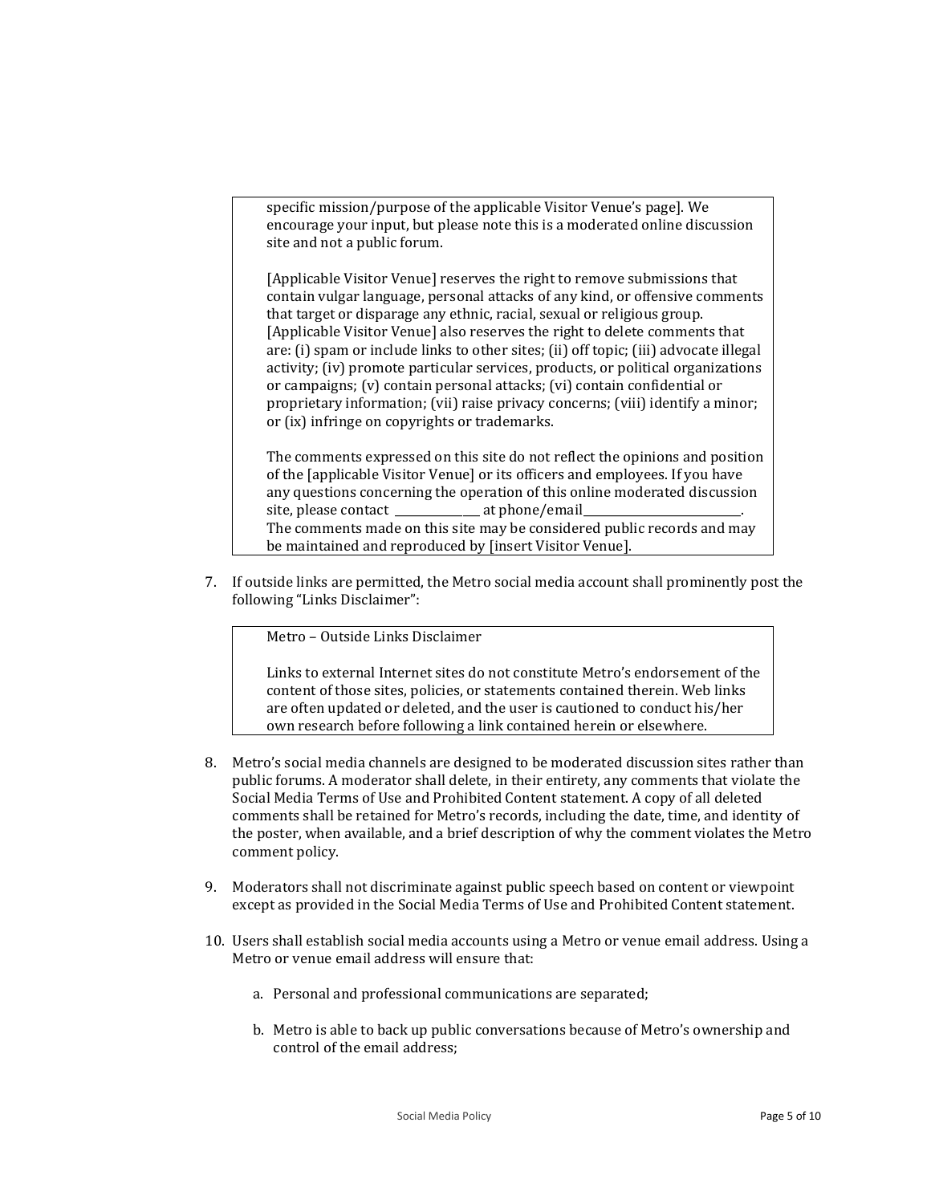> specific mission/purpose of the applicable Visitor Venue's page]. We encourage your input, but please note this is a moderated online discussion site and not a public forum.
>
> [Applicable Visitor Venue] reserves the right to remove submissions that contain vulgar language, personal attacks of any kind, or offensive comments that target or disparage any ethnic, racial, sexual or religious group. [Applicable Visitor Venue] also reserves the right to delete comments that are: (i) spam or include links to other sites; (ii) off topic; (iii) advocate illegal activity; (iv) promote particular services, products, or political organizations or campaigns; (v) contain personal attacks; (vi) contain confidential or proprietary information; (vii) raise privacy concerns; (viii) identify a minor; or (ix) infringe on copyrights or trademarks.
>
> The comments expressed on this site do not reflect the opinions and position of the [applicable Visitor Venue] or its officers and employees. If you have any questions concerning the operation of this online moderated discussion site, please contact ______________ at phone/email__________________________. The comments made on this site may be considered public records and may be maintained and reproduced by [insert Visitor Venue].

7. If outside links are permitted, the Metro social media account shall prominently post the following "Links Disclaimer":

> Metro – Outside Links Disclaimer
>
> Links to external Internet sites do not constitute Metro's endorsement of the content of those sites, policies, or statements contained therein. Web links are often updated or deleted, and the user is cautioned to conduct his/her own research before following a link contained herein or elsewhere.

8. Metro's social media channels are designed to be moderated discussion sites rather than public forums. A moderator shall delete, in their entirety, any comments that violate the Social Media Terms of Use and Prohibited Content statement. A copy of all deleted comments shall be retained for Metro's records, including the date, time, and identity of the poster, when available, and a brief description of why the comment violates the Metro comment policy.

9. Moderators shall not discriminate against public speech based on content or viewpoint except as provided in the Social Media Terms of Use and Prohibited Content statement.

10. Users shall establish social media accounts using a Metro or venue email address. Using a Metro or venue email address will ensure that:

    a. Personal and professional communications are separated;

    b. Metro is able to back up public conversations because of Metro's ownership and control of the email address;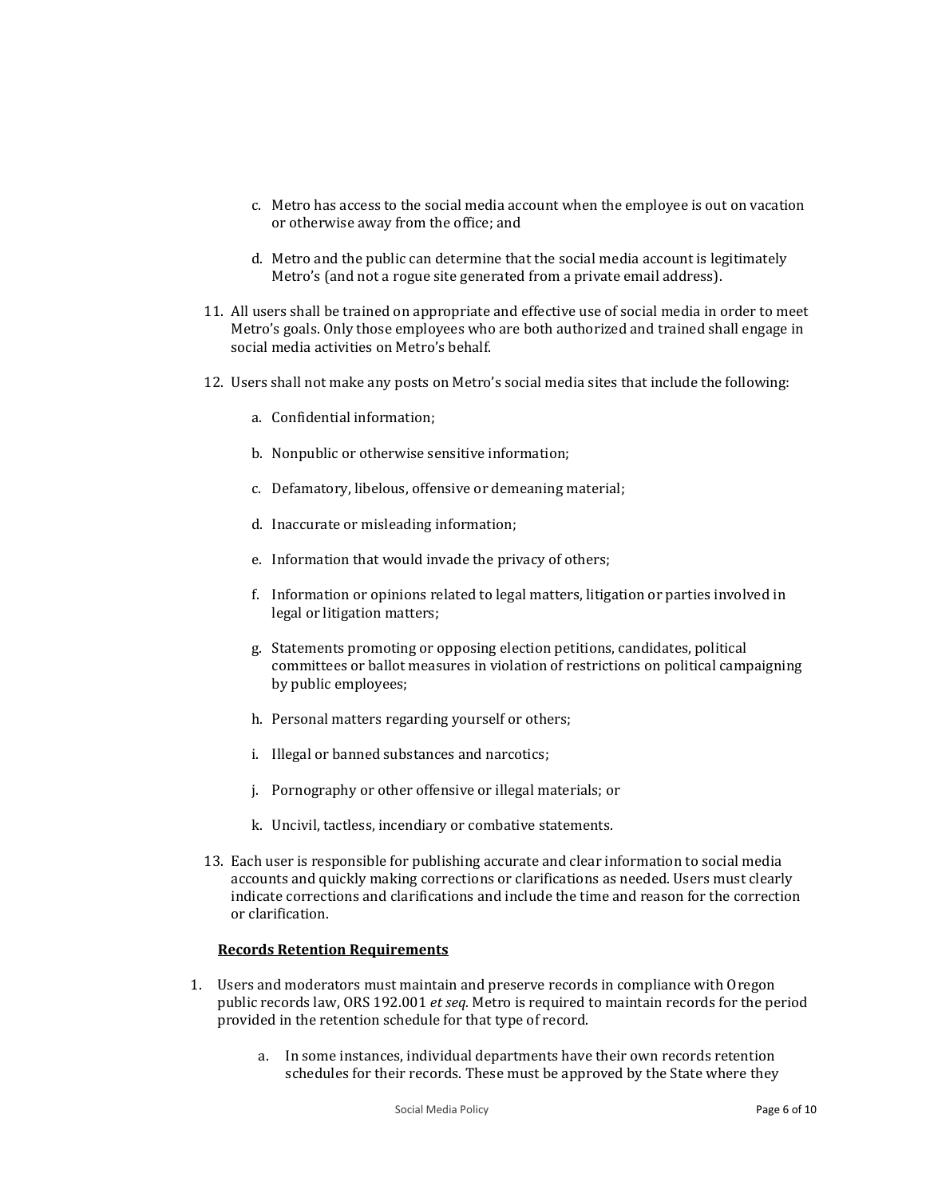c. Metro has access to the social media account when the employee is out on vacation or otherwise away from the office; and

   d. Metro and the public can determine that the social media account is legitimately Metro's (and not a rogue site generated from a private email address).

11. All users shall be trained on appropriate and effective use of social media in order to meet Metro's goals. Only those employees who are both authorized and trained shall engage in social media activities on Metro's behalf.

12. Users shall not make any posts on Metro's social media sites that include the following:

    a. Confidential information;

    b. Nonpublic or otherwise sensitive information;

    c. Defamatory, libelous, offensive or demeaning material;

    d. Inaccurate or misleading information;

    e. Information that would invade the privacy of others;

    f. Information or opinions related to legal matters, litigation or parties involved in legal or litigation matters;

    g. Statements promoting or opposing election petitions, candidates, political committees or ballot measures in violation of restrictions on political campaigning by public employees;

    h. Personal matters regarding yourself or others;

    i. Illegal or banned substances and narcotics;

    j. Pornography or other offensive or illegal materials; or

    k. Uncivil, tactless, incendiary or combative statements.

13. Each user is responsible for publishing accurate and clear information to social media accounts and quickly making corrections or clarifications as needed. Users must clearly indicate corrections and clarifications and include the time and reason for the correction or clarification.

**Records Retention Requirements**

1. Users and moderators must maintain and preserve records in compliance with Oregon public records law, ORS 192.001 *et seq.* Metro is required to maintain records for the period provided in the retention schedule for that type of record.

   a. In some instances, individual departments have their own records retention schedules for their records. These must be approved by the State where they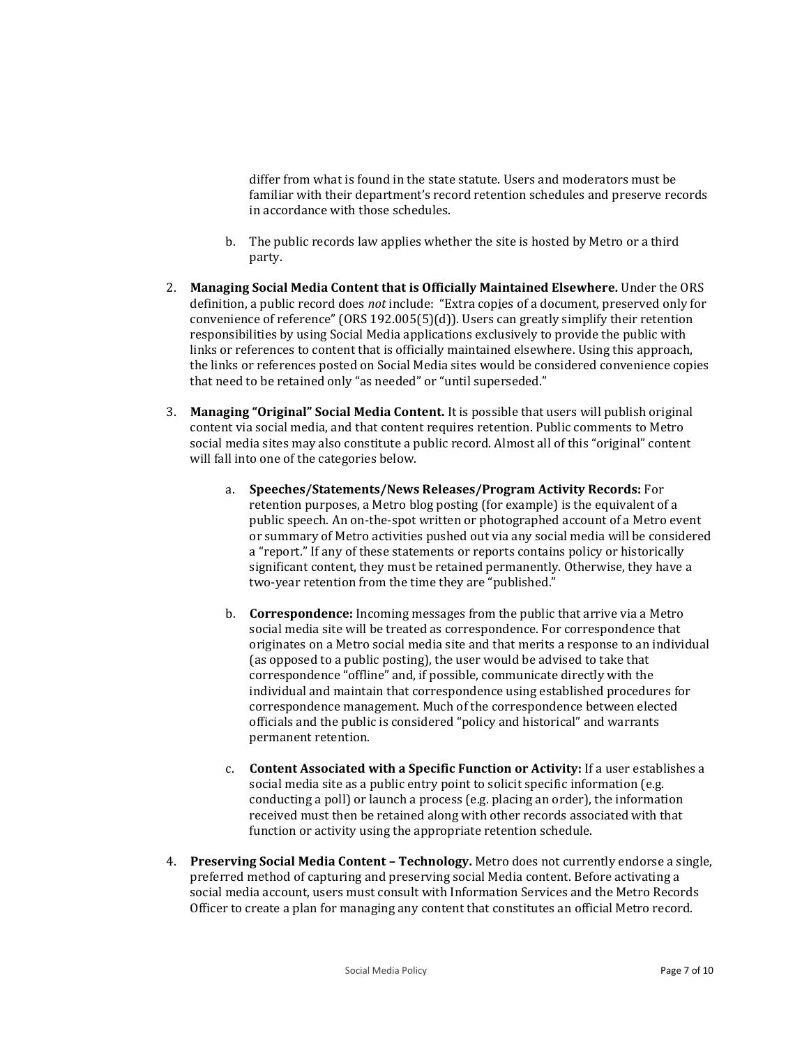differ from what is found in the state statute. Users and moderators must be familiar with their department's record retention schedules and preserve records in accordance with those schedules.

b. The public records law applies whether the site is hosted by Metro or a third party.

2. **Managing Social Media Content that is Officially Maintained Elsewhere.** Under the ORS definition, a public record does *not* include: "Extra copies of a document, preserved only for convenience of reference" (ORS 192.005(5)(d)). Users can greatly simplify their retention responsibilities by using Social Media applications exclusively to provide the public with links or references to content that is officially maintained elsewhere. Using this approach, the links or references posted on Social Media sites would be considered convenience copies that need to be retained only "as needed" or "until superseded."

3. **Managing "Original" Social Media Content.** It is possible that users will publish original content via social media, and that content requires retention. Public comments to Metro social media sites may also constitute a public record. Almost all of this "original" content will fall into one of the categories below.

   a. **Speeches/Statements/News Releases/Program Activity Records:** For retention purposes, a Metro blog posting (for example) is the equivalent of a public speech. An on-the-spot written or photographed account of a Metro event or summary of Metro activities pushed out via any social media will be considered a "report." If any of these statements or reports contains policy or historically significant content, they must be retained permanently. Otherwise, they have a two-year retention from the time they are "published."

   b. **Correspondence:** Incoming messages from the public that arrive via a Metro social media site will be treated as correspondence. For correspondence that originates on a Metro social media site and that merits a response to an individual (as opposed to a public posting), the user would be advised to take that correspondence "offline" and, if possible, communicate directly with the individual and maintain that correspondence using established procedures for correspondence management. Much of the correspondence between elected officials and the public is considered "policy and historical" and warrants permanent retention.

   c. **Content Associated with a Specific Function or Activity:** If a user establishes a social media site as a public entry point to solicit specific information (e.g. conducting a poll) or launch a process (e.g. placing an order), the information received must then be retained along with other records associated with that function or activity using the appropriate retention schedule.

4. **Preserving Social Media Content – Technology.** Metro does not currently endorse a single, preferred method of capturing and preserving social Media content. Before activating a social media account, users must consult with Information Services and the Metro Records Officer to create a plan for managing any content that constitutes an official Metro record.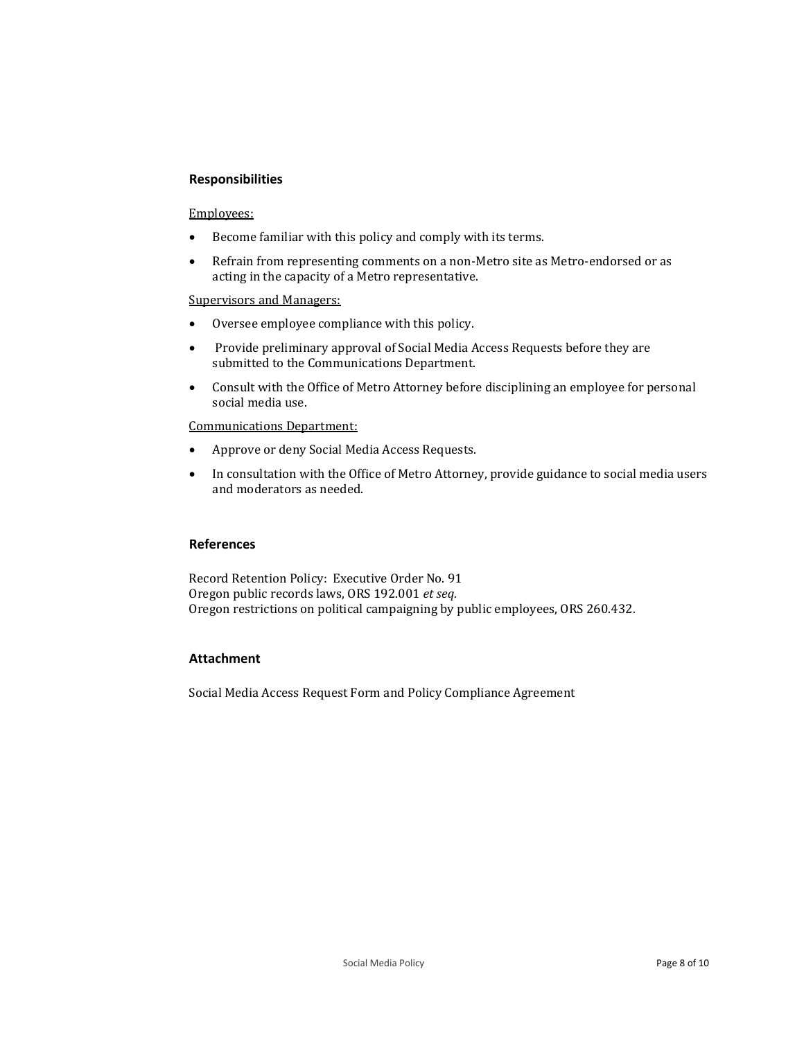## Responsibilities

Employees:

- Become familiar with this policy and comply with its terms.
- Refrain from representing comments on a non-Metro site as Metro-endorsed or as acting in the capacity of a Metro representative.

Supervisors and Managers:

- Oversee employee compliance with this policy.
- Provide preliminary approval of Social Media Access Requests before they are submitted to the Communications Department.
- Consult with the Office of Metro Attorney before disciplining an employee for personal social media use.

Communications Department:

- Approve or deny Social Media Access Requests.
- In consultation with the Office of Metro Attorney, provide guidance to social media users and moderators as needed.

## References

Record Retention Policy: Executive Order No. 91
Oregon public records laws, ORS 192.001 *et seq.*
Oregon restrictions on political campaigning by public employees, ORS 260.432.

## Attachment

Social Media Access Request Form and Policy Compliance Agreement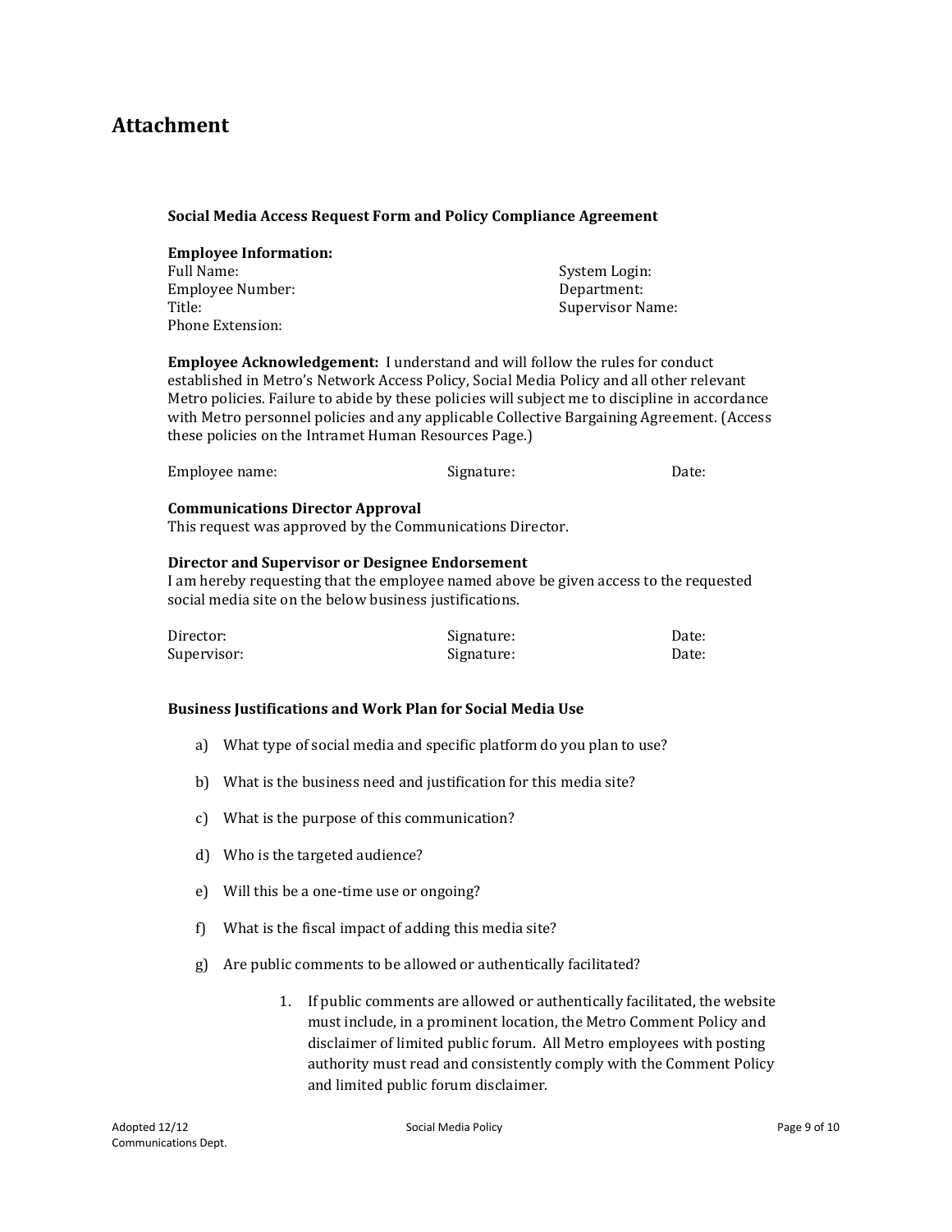## Attachment

**Social Media Access Request Form and Policy Compliance Agreement**

**Employee Information:**

Full Name:
Employee Number:
Title:
Phone Extension:

System Login:
Department:
Supervisor Name:

**Employee Acknowledgement:** I understand and will follow the rules for conduct established in Metro's Network Access Policy, Social Media Policy and all other relevant Metro policies. Failure to abide by these policies will subject me to discipline in accordance with Metro personnel policies and any applicable Collective Bargaining Agreement. (Access these policies on the Intramet Human Resources Page.)

| Employee name: | Signature: | Date: |
|---|---|---|

**Communications Director Approval**
This request was approved by the Communications Director.

**Director and Supervisor or Designee Endorsement**
I am hereby requesting that the employee named above be given access to the requested social media site on the below business justifications.

| Director: | Signature: | Date: |
|---|---|---|
| Supervisor: | Signature: | Date: |

**Business Justifications and Work Plan for Social Media Use**

a) What type of social media and specific platform do you plan to use?

b) What is the business need and justification for this media site?

c) What is the purpose of this communication?

d) Who is the targeted audience?

e) Will this be a one-time use or ongoing?

f) What is the fiscal impact of adding this media site?

g) Are public comments to be allowed or authentically facilitated?

    1. If public comments are allowed or authentically facilitated, the website must include, in a prominent location, the Metro Comment Policy and disclaimer of limited public forum. All Metro employees with posting authority must read and consistently comply with the Comment Policy and limited public forum disclaimer.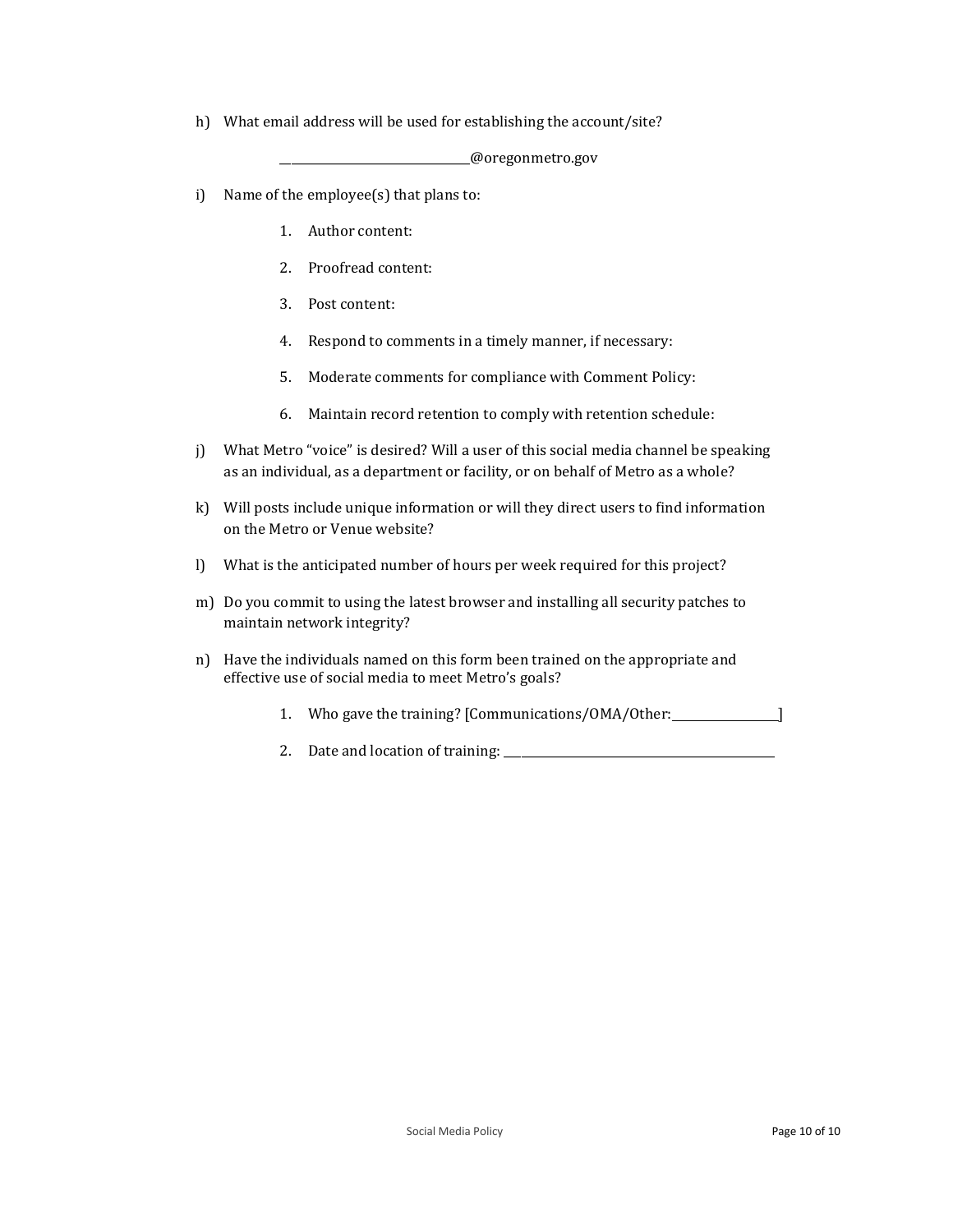h) What email address will be used for establishing the account/site?

   ______________________________@oregonmetro.gov

i) Name of the employee(s) that plans to:

   1. Author content:
   2. Proofread content:
   3. Post content:
   4. Respond to comments in a timely manner, if necessary:
   5. Moderate comments for compliance with Comment Policy:
   6. Maintain record retention to comply with retention schedule:

j) What Metro "voice" is desired? Will a user of this social media channel be speaking as an individual, as a department or facility, or on behalf of Metro as a whole?

k) Will posts include unique information or will they direct users to find information on the Metro or Venue website?

l) What is the anticipated number of hours per week required for this project?

m) Do you commit to using the latest browser and installing all security patches to maintain network integrity?

n) Have the individuals named on this form been trained on the appropriate and effective use of social media to meet Metro's goals?

   1. Who gave the training? [Communications/OMA/Other:_________________]
   2. Date and location of training: ____________________________________________